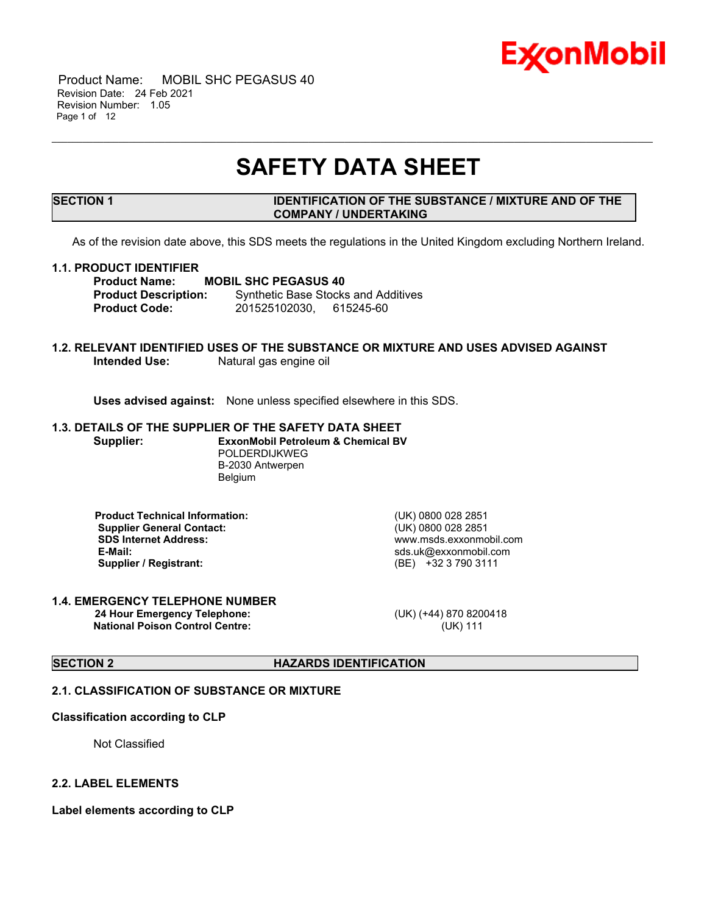# SAFETY DATA SHEET

## SECTION 1 IDENTIFICATION OF THE SUBSTANCE / MIXTURE AND OF THE COMPANY / UNDERTAKING

As of the revision date above, this SDS meets the regulations in the United Kingdom excluding Northern Ireland.

### 1.1. PRODUCT IDENTIFIER

**Product Name:** **MOBIL SHC PEGASUS 40**
**Product Description:** Synthetic Base Stocks and Additives
**Product Code:** 201525102030, 615245-60

### 1.2. RELEVANT IDENTIFIED USES OF THE SUBSTANCE OR MIXTURE AND USES ADVISED AGAINST

**Intended Use:** Natural gas engine oil

**Uses advised against:** None unless specified elsewhere in this SDS.

### 1.3. DETAILS OF THE SUPPLIER OF THE SAFETY DATA SHEET

**Supplier:** **ExxonMobil Petroleum & Chemical BV**
POLDERDIJKWEG
B-2030 Antwerpen
Belgium

| | |
|---|---|
| **Product Technical Information:** | (UK) 0800 028 2851 |
| **Supplier General Contact:** | (UK) 0800 028 2851 |
| **SDS Internet Address:** | www.msds.exxonmobil.com |
| **E-Mail:** | sds.uk@exxonmobil.com |
| **Supplier / Registrant:** | (BE) +32 3 790 3111 |

### 1.4. EMERGENCY TELEPHONE NUMBER

| | |
|---|---|
| **24 Hour Emergency Telephone:** | (UK) (+44) 870 8200418 |
| **National Poison Control Centre:** | (UK) 111 |

## SECTION 2 HAZARDS IDENTIFICATION

### 2.1. CLASSIFICATION OF SUBSTANCE OR MIXTURE

**Classification according to CLP**

Not Classified

### 2.2. LABEL ELEMENTS

**Label elements according to CLP**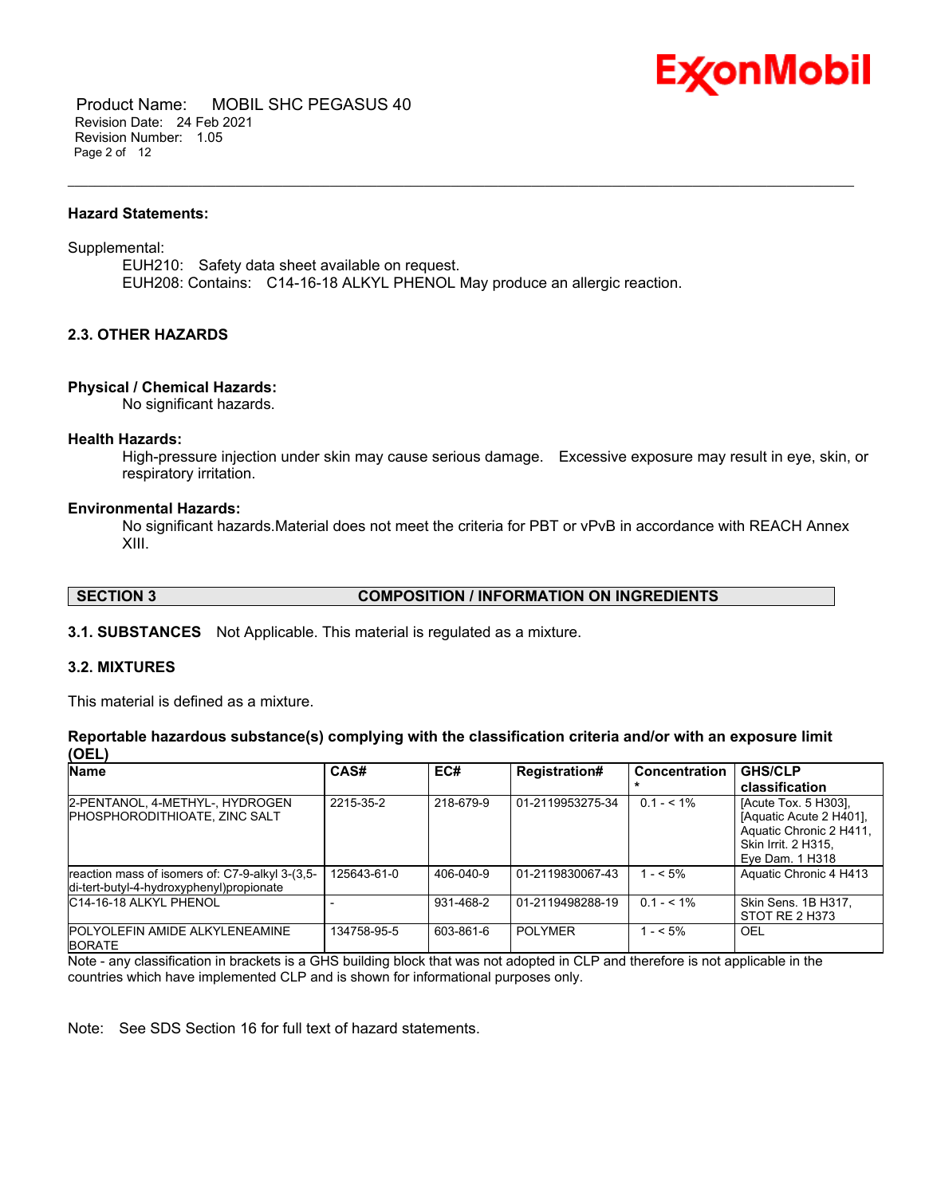**Hazard Statements:**

Supplemental:

EUH210: Safety data sheet available on request.
EUH208: Contains: C14-16-18 ALKYL PHENOL May produce an allergic reaction.

### 2.3. OTHER HAZARDS

**Physical / Chemical Hazards:**

No significant hazards.

**Health Hazards:**

High-pressure injection under skin may cause serious damage. Excessive exposure may result in eye, skin, or respiratory irritation.

**Environmental Hazards:**

No significant hazards.Material does not meet the criteria for PBT or vPvB in accordance with REACH Annex XIII.

## SECTION 3 COMPOSITION / INFORMATION ON INGREDIENTS

**3.1. SUBSTANCES** Not Applicable. This material is regulated as a mixture.

**3.2. MIXTURES**

This material is defined as a mixture.

**Reportable hazardous substance(s) complying with the classification criteria and/or with an exposure limit (OEL)**

| Name | CAS# | EC# | Registration# | Concentration * | GHS/CLP classification |
|---|---|---|---|---|---|
| 2-PENTANOL, 4-METHYL-, HYDROGEN PHOSPHORODITHIOATE, ZINC SALT | 2215-35-2 | 218-679-9 | 01-2119953275-34 | 0.1 - < 1% | [Acute Tox. 5 H303], [Aquatic Acute 2 H401], Aquatic Chronic 2 H411, Skin Irrit. 2 H315, Eye Dam. 1 H318 |
| reaction mass of isomers of: C7-9-alkyl 3-(3,5-di-tert-butyl-4-hydroxyphenyl)propionate | 125643-61-0 | 406-040-9 | 01-2119830067-43 | 1 - < 5% | Aquatic Chronic 4 H413 |
| C14-16-18 ALKYL PHENOL | - | 931-468-2 | 01-2119498288-19 | 0.1 - < 1% | Skin Sens. 1B H317, STOT RE 2 H373 |
| POLYOLEFIN AMIDE ALKYLENEAMINE BORATE | 134758-95-5 | 603-861-6 | POLYMER | 1 - < 5% | OEL |

Note - any classification in brackets is a GHS building block that was not adopted in CLP and therefore is not applicable in the countries which have implemented CLP and is shown for informational purposes only.

Note: See SDS Section 16 for full text of hazard statements.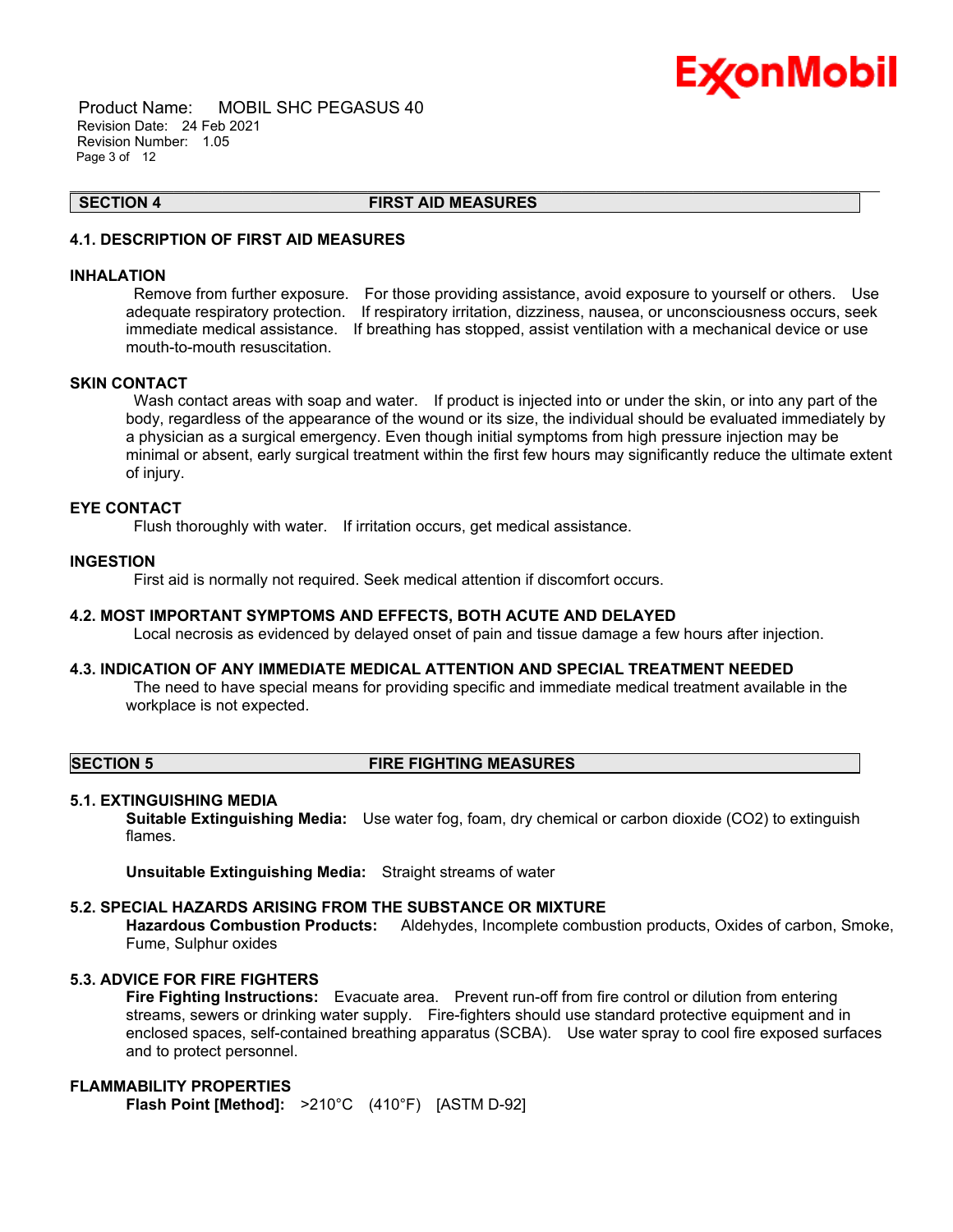## SECTION 4 FIRST AID MEASURES

### 4.1. DESCRIPTION OF FIRST AID MEASURES

#### INHALATION

Remove from further exposure. For those providing assistance, avoid exposure to yourself or others. Use adequate respiratory protection. If respiratory irritation, dizziness, nausea, or unconsciousness occurs, seek immediate medical assistance. If breathing has stopped, assist ventilation with a mechanical device or use mouth-to-mouth resuscitation.

#### SKIN CONTACT

Wash contact areas with soap and water. If product is injected into or under the skin, or into any part of the body, regardless of the appearance of the wound or its size, the individual should be evaluated immediately by a physician as a surgical emergency. Even though initial symptoms from high pressure injection may be minimal or absent, early surgical treatment within the first few hours may significantly reduce the ultimate extent of injury.

#### EYE CONTACT

Flush thoroughly with water. If irritation occurs, get medical assistance.

#### INGESTION

First aid is normally not required. Seek medical attention if discomfort occurs.

### 4.2. MOST IMPORTANT SYMPTOMS AND EFFECTS, BOTH ACUTE AND DELAYED

Local necrosis as evidenced by delayed onset of pain and tissue damage a few hours after injection.

### 4.3. INDICATION OF ANY IMMEDIATE MEDICAL ATTENTION AND SPECIAL TREATMENT NEEDED

The need to have special means for providing specific and immediate medical treatment available in the workplace is not expected.

## SECTION 5 FIRE FIGHTING MEASURES

### 5.1. EXTINGUISHING MEDIA

**Suitable Extinguishing Media:** Use water fog, foam, dry chemical or carbon dioxide ($CO_2$) to extinguish flames.

**Unsuitable Extinguishing Media:** Straight streams of water

### 5.2. SPECIAL HAZARDS ARISING FROM THE SUBSTANCE OR MIXTURE

**Hazardous Combustion Products:** Aldehydes, Incomplete combustion products, Oxides of carbon, Smoke, Fume, Sulphur oxides

### 5.3. ADVICE FOR FIRE FIGHTERS

**Fire Fighting Instructions:** Evacuate area. Prevent run-off from fire control or dilution from entering streams, sewers or drinking water supply. Fire-fighters should use standard protective equipment and in enclosed spaces, self-contained breathing apparatus (SCBA). Use water spray to cool fire exposed surfaces and to protect personnel.

#### FLAMMABILITY PROPERTIES

**Flash Point [Method]:** >210°C (410°F) [ASTM D-92]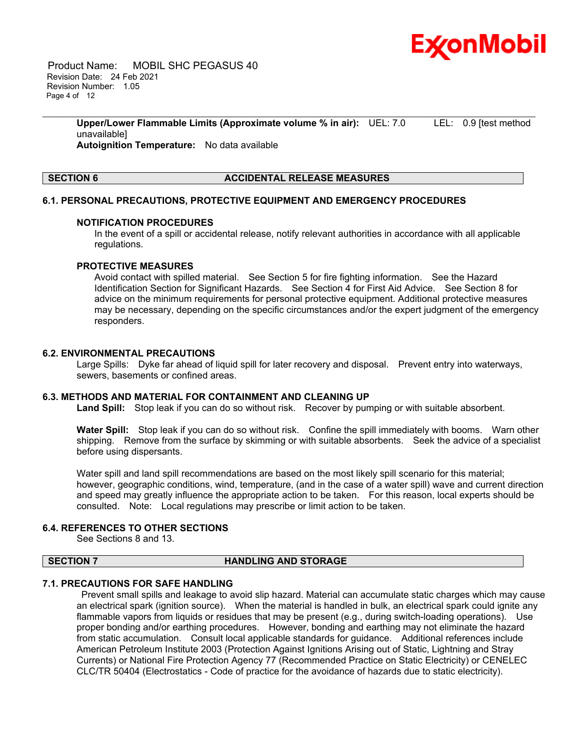**Upper/Lower Flammable Limits (Approximate volume % in air):** UEL: 7.0 LEL: 0.9 [test method unavailable]

**Autoignition Temperature:** No data available

## SECTION 6 ACCIDENTAL RELEASE MEASURES

### 6.1. PERSONAL PRECAUTIONS, PROTECTIVE EQUIPMENT AND EMERGENCY PROCEDURES

#### NOTIFICATION PROCEDURES

In the event of a spill or accidental release, notify relevant authorities in accordance with all applicable regulations.

#### PROTECTIVE MEASURES

Avoid contact with spilled material. See Section 5 for fire fighting information. See the Hazard Identification Section for Significant Hazards. See Section 4 for First Aid Advice. See Section 8 for advice on the minimum requirements for personal protective equipment. Additional protective measures may be necessary, depending on the specific circumstances and/or the expert judgment of the emergency responders.

### 6.2. ENVIRONMENTAL PRECAUTIONS

Large Spills: Dyke far ahead of liquid spill for later recovery and disposal. Prevent entry into waterways, sewers, basements or confined areas.

### 6.3. METHODS AND MATERIAL FOR CONTAINMENT AND CLEANING UP

**Land Spill:** Stop leak if you can do so without risk. Recover by pumping or with suitable absorbent.

**Water Spill:** Stop leak if you can do so without risk. Confine the spill immediately with booms. Warn other shipping. Remove from the surface by skimming or with suitable absorbents. Seek the advice of a specialist before using dispersants.

Water spill and land spill recommendations are based on the most likely spill scenario for this material; however, geographic conditions, wind, temperature, (and in the case of a water spill) wave and current direction and speed may greatly influence the appropriate action to be taken. For this reason, local experts should be consulted. Note: Local regulations may prescribe or limit action to be taken.

### 6.4. REFERENCES TO OTHER SECTIONS

See Sections 8 and 13.

## SECTION 7 HANDLING AND STORAGE

### 7.1. PRECAUTIONS FOR SAFE HANDLING

Prevent small spills and leakage to avoid slip hazard. Material can accumulate static charges which may cause an electrical spark (ignition source). When the material is handled in bulk, an electrical spark could ignite any flammable vapors from liquids or residues that may be present (e.g., during switch-loading operations). Use proper bonding and/or earthing procedures. However, bonding and earthing may not eliminate the hazard from static accumulation. Consult local applicable standards for guidance. Additional references include American Petroleum Institute 2003 (Protection Against Ignitions Arising out of Static, Lightning and Stray Currents) or National Fire Protection Agency 77 (Recommended Practice on Static Electricity) or CENELEC CLC/TR 50404 (Electrostatics - Code of practice for the avoidance of hazards due to static electricity).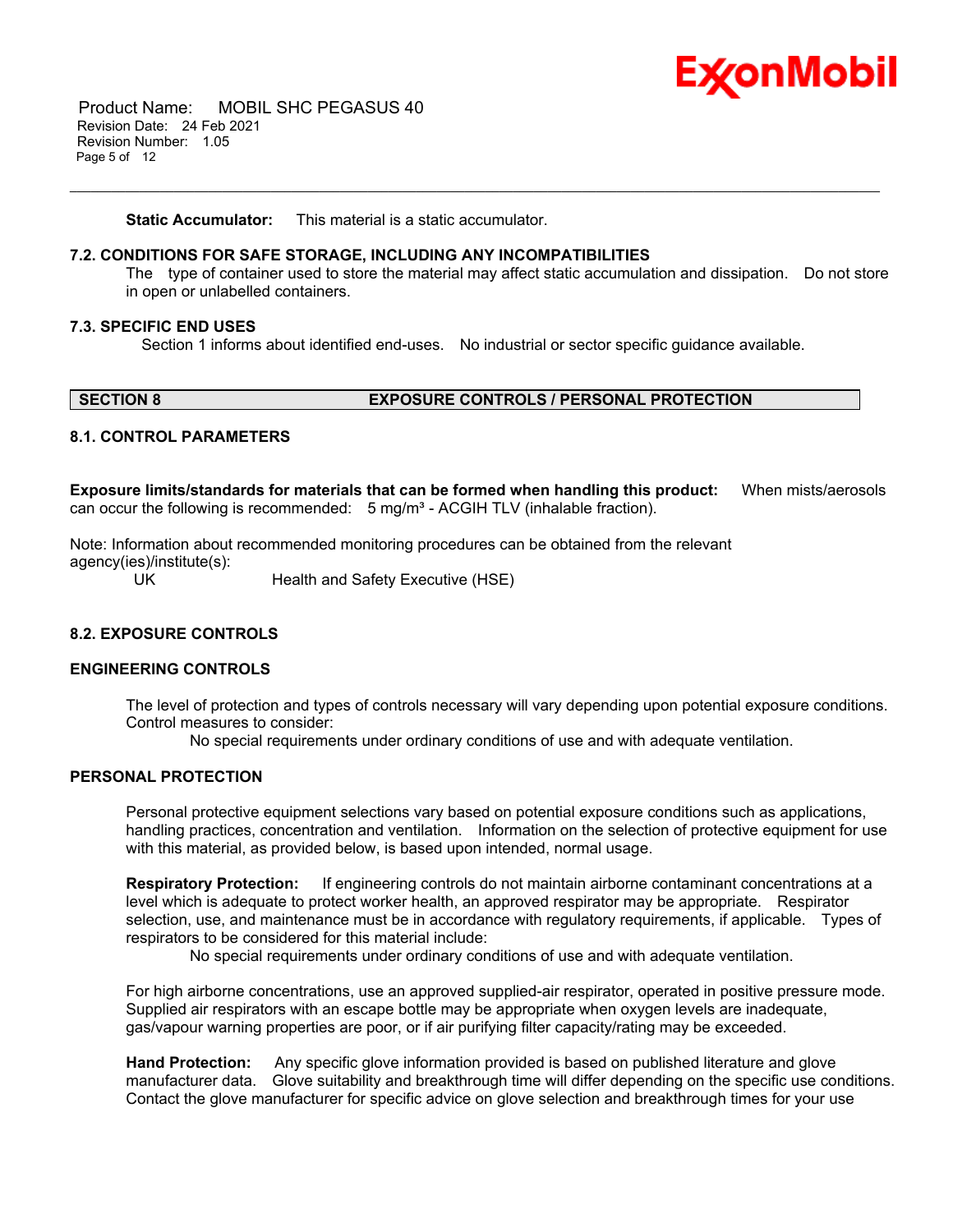**Static Accumulator:** This material is a static accumulator.

### 7.2. CONDITIONS FOR SAFE STORAGE, INCLUDING ANY INCOMPATIBILITIES

The type of container used to store the material may affect static accumulation and dissipation. Do not store in open or unlabelled containers.

### 7.3. SPECIFIC END USES

Section 1 informs about identified end-uses. No industrial or sector specific guidance available.

## SECTION 8 EXPOSURE CONTROLS / PERSONAL PROTECTION

### 8.1. CONTROL PARAMETERS

**Exposure limits/standards for materials that can be formed when handling this product:** When mists/aerosols can occur the following is recommended: 5 mg/m³ - ACGIH TLV (inhalable fraction).

Note: Information about recommended monitoring procedures can be obtained from the relevant agency(ies)/institute(s):

| | |
|---|---|
| UK | Health and Safety Executive (HSE) |

### 8.2. EXPOSURE CONTROLS

### ENGINEERING CONTROLS

The level of protection and types of controls necessary will vary depending upon potential exposure conditions. Control measures to consider:

No special requirements under ordinary conditions of use and with adequate ventilation.

### PERSONAL PROTECTION

Personal protective equipment selections vary based on potential exposure conditions such as applications, handling practices, concentration and ventilation. Information on the selection of protective equipment for use with this material, as provided below, is based upon intended, normal usage.

**Respiratory Protection:** If engineering controls do not maintain airborne contaminant concentrations at a level which is adequate to protect worker health, an approved respirator may be appropriate. Respirator selection, use, and maintenance must be in accordance with regulatory requirements, if applicable. Types of respirators to be considered for this material include:

No special requirements under ordinary conditions of use and with adequate ventilation.

For high airborne concentrations, use an approved supplied-air respirator, operated in positive pressure mode. Supplied air respirators with an escape bottle may be appropriate when oxygen levels are inadequate, gas/vapour warning properties are poor, or if air purifying filter capacity/rating may be exceeded.

**Hand Protection:** Any specific glove information provided is based on published literature and glove manufacturer data. Glove suitability and breakthrough time will differ depending on the specific use conditions. Contact the glove manufacturer for specific advice on glove selection and breakthrough times for your use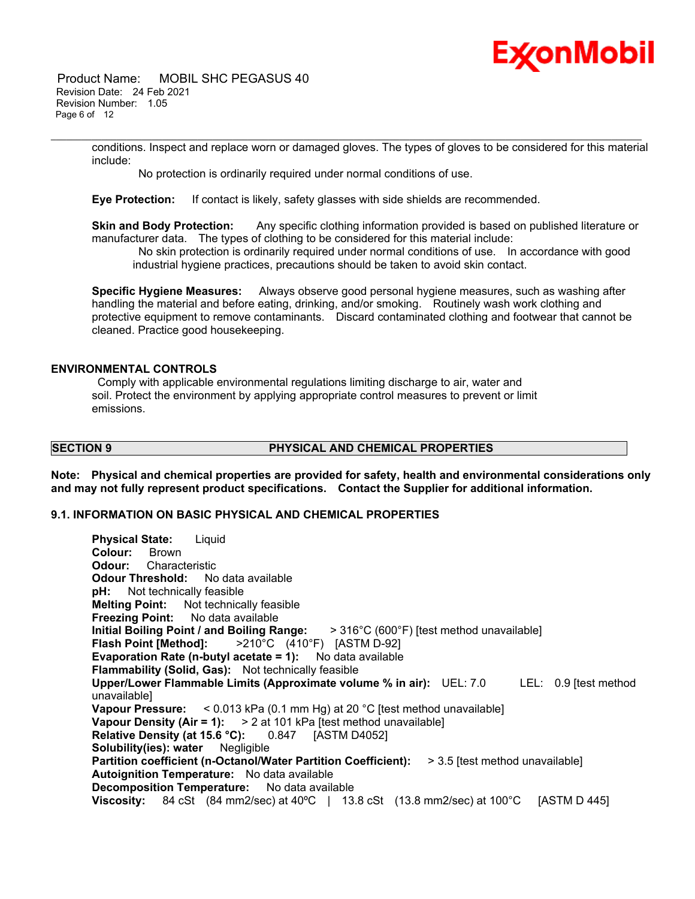conditions. Inspect and replace worn or damaged gloves. The types of gloves to be considered for this material include:

No protection is ordinarily required under normal conditions of use.

**Eye Protection:** If contact is likely, safety glasses with side shields are recommended.

**Skin and Body Protection:** Any specific clothing information provided is based on published literature or manufacturer data. The types of clothing to be considered for this material include:

No skin protection is ordinarily required under normal conditions of use. In accordance with good industrial hygiene practices, precautions should be taken to avoid skin contact.

**Specific Hygiene Measures:** Always observe good personal hygiene measures, such as washing after handling the material and before eating, drinking, and/or smoking. Routinely wash work clothing and protective equipment to remove contaminants. Discard contaminated clothing and footwear that cannot be cleaned. Practice good housekeeping.

## ENVIRONMENTAL CONTROLS

Comply with applicable environmental regulations limiting discharge to air, water and soil. Protect the environment by applying appropriate control measures to prevent or limit emissions.

## SECTION 9 PHYSICAL AND CHEMICAL PROPERTIES

**Note: Physical and chemical properties are provided for safety, health and environmental considerations only and may not fully represent product specifications. Contact the Supplier for additional information.**

### 9.1. INFORMATION ON BASIC PHYSICAL AND CHEMICAL PROPERTIES

**Physical State:** Liquid
**Colour:** Brown
**Odour:** Characteristic
**Odour Threshold:** No data available
**pH:** Not technically feasible
**Melting Point:** Not technically feasible
**Freezing Point:** No data available
**Initial Boiling Point / and Boiling Range:** > 316°C (600°F) [test method unavailable]
**Flash Point [Method]:** >210°C (410°F) [ASTM D-92]
**Evaporation Rate (n-butyl acetate = 1):** No data available
**Flammability (Solid, Gas):** Not technically feasible
**Upper/Lower Flammable Limits (Approximate volume % in air):** UEL: 7.0 LEL: 0.9 [test method unavailable]
**Vapour Pressure:** < 0.013 kPa (0.1 mm Hg) at 20 °C [test method unavailable]
**Vapour Density (Air = 1):** > 2 at 101 kPa [test method unavailable]
**Relative Density (at 15.6 °C):** 0.847 [ASTM D4052]
**Solubility(ies): water** Negligible
**Partition coefficient (n-Octanol/Water Partition Coefficient):** > 3.5 [test method unavailable]
**Autoignition Temperature:** No data available
**Decomposition Temperature:** No data available
**Viscosity:** 84 cSt (84 mm2/sec) at 40ºC | 13.8 cSt (13.8 mm2/sec) at 100°C [ASTM D 445]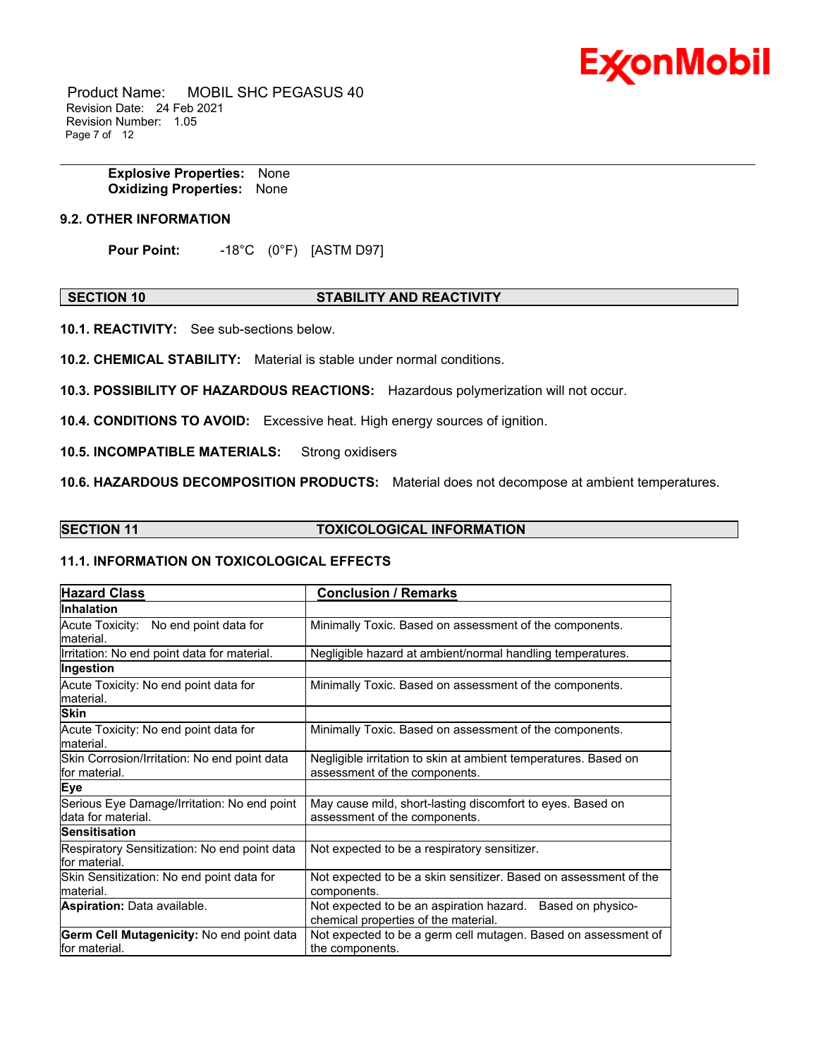**Explosive Properties:** None
**Oxidizing Properties:** None

### 9.2. OTHER INFORMATION

**Pour Point:** -18°C (0°F) [ASTM D97]

## SECTION 10 STABILITY AND REACTIVITY

**10.1. REACTIVITY:** See sub-sections below.

**10.2. CHEMICAL STABILITY:** Material is stable under normal conditions.

**10.3. POSSIBILITY OF HAZARDOUS REACTIONS:** Hazardous polymerization will not occur.

**10.4. CONDITIONS TO AVOID:** Excessive heat. High energy sources of ignition.

**10.5. INCOMPATIBLE MATERIALS:** Strong oxidisers

**10.6. HAZARDOUS DECOMPOSITION PRODUCTS:** Material does not decompose at ambient temperatures.

## SECTION 11 TOXICOLOGICAL INFORMATION

### 11.1. INFORMATION ON TOXICOLOGICAL EFFECTS

| Hazard Class | Conclusion / Remarks |
|---|---|
| **Inhalation** | |
| Acute Toxicity: No end point data for material. | Minimally Toxic. Based on assessment of the components. |
| Irritation: No end point data for material. | Negligible hazard at ambient/normal handling temperatures. |
| **Ingestion** | |
| Acute Toxicity: No end point data for material. | Minimally Toxic. Based on assessment of the components. |
| **Skin** | |
| Acute Toxicity: No end point data for material. | Minimally Toxic. Based on assessment of the components. |
| Skin Corrosion/Irritation: No end point data for material. | Negligible irritation to skin at ambient temperatures. Based on assessment of the components. |
| **Eye** | |
| Serious Eye Damage/Irritation: No end point data for material. | May cause mild, short-lasting discomfort to eyes. Based on assessment of the components. |
| **Sensitisation** | |
| Respiratory Sensitization: No end point data for material. | Not expected to be a respiratory sensitizer. |
| Skin Sensitization: No end point data for material. | Not expected to be a skin sensitizer. Based on assessment of the components. |
| **Aspiration:** Data available. | Not expected to be an aspiration hazard. Based on physico-chemical properties of the material. |
| **Germ Cell Mutagenicity:** No end point data for material. | Not expected to be a germ cell mutagen. Based on assessment of the components. |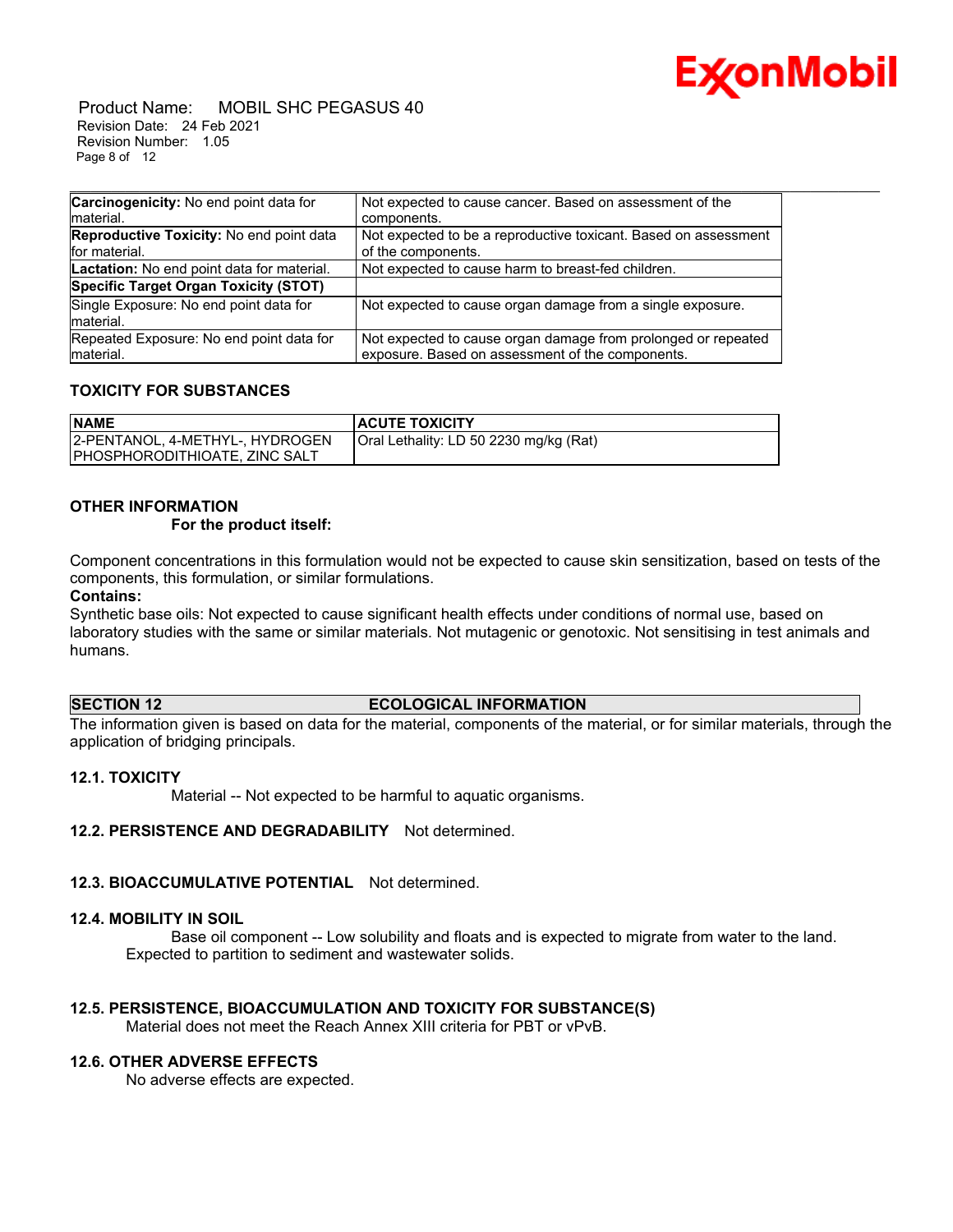| | |
|---|---|
| **Carcinogenicity:** No end point data for material. | Not expected to cause cancer. Based on assessment of the components. |
| **Reproductive Toxicity:** No end point data for material. | Not expected to be a reproductive toxicant. Based on assessment of the components. |
| **Lactation:** No end point data for material. | Not expected to cause harm to breast-fed children. |
| **Specific Target Organ Toxicity (STOT)** | |
| Single Exposure: No end point data for material. | Not expected to cause organ damage from a single exposure. |
| Repeated Exposure: No end point data for material. | Not expected to cause organ damage from prolonged or repeated exposure. Based on assessment of the components. |

### TOXICITY FOR SUBSTANCES

| NAME | ACUTE TOXICITY |
|---|---|
| 2-PENTANOL, 4-METHYL-, HYDROGEN PHOSPHORODITHIOATE, ZINC SALT | Oral Lethality: LD 50 2230 mg/kg (Rat) |

### OTHER INFORMATION

**For the product itself:**

Component concentrations in this formulation would not be expected to cause skin sensitization, based on tests of the components, this formulation, or similar formulations.

**Contains:**

Synthetic base oils: Not expected to cause significant health effects under conditions of normal use, based on laboratory studies with the same or similar materials. Not mutagenic or genotoxic. Not sensitising in test animals and humans.

## SECTION 12 ECOLOGICAL INFORMATION

The information given is based on data for the material, components of the material, or for similar materials, through the application of bridging principals.

### 12.1. TOXICITY

Material -- Not expected to be harmful to aquatic organisms.

### 12.2. PERSISTENCE AND DEGRADABILITY

Not determined.

### 12.3. BIOACCUMULATIVE POTENTIAL

Not determined.

### 12.4. MOBILITY IN SOIL

Base oil component -- Low solubility and floats and is expected to migrate from water to the land. Expected to partition to sediment and wastewater solids.

### 12.5. PERSISTENCE, BIOACCUMULATION AND TOXICITY FOR SUBSTANCE(S)

Material does not meet the Reach Annex XIII criteria for PBT or vPvB.

### 12.6. OTHER ADVERSE EFFECTS

No adverse effects are expected.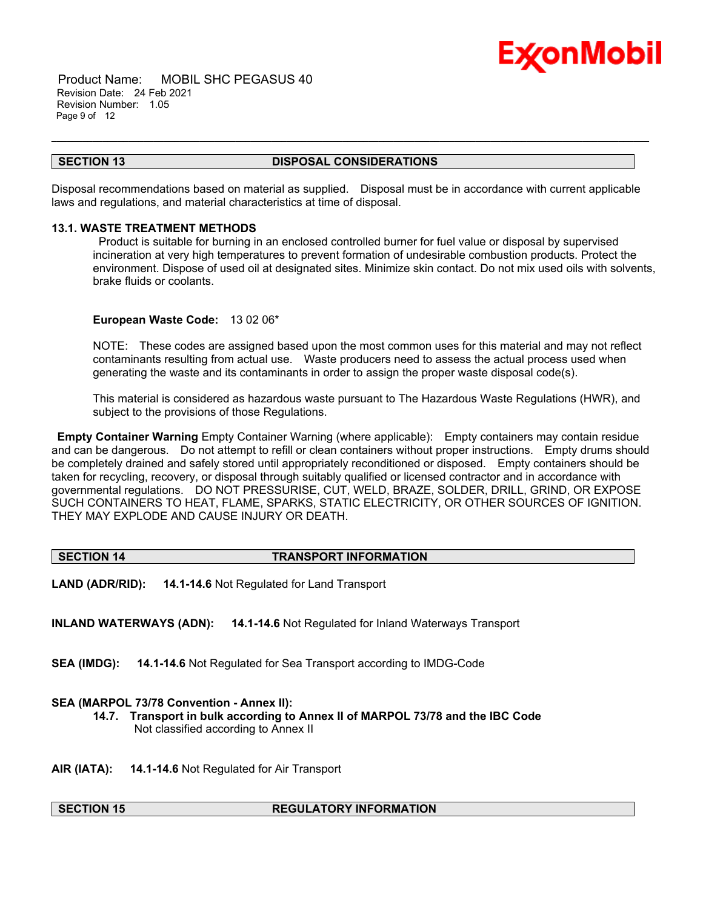## SECTION 13 DISPOSAL CONSIDERATIONS

Disposal recommendations based on material as supplied. Disposal must be in accordance with current applicable laws and regulations, and material characteristics at time of disposal.

### 13.1. WASTE TREATMENT METHODS

Product is suitable for burning in an enclosed controlled burner for fuel value or disposal by supervised incineration at very high temperatures to prevent formation of undesirable combustion products. Protect the environment. Dispose of used oil at designated sites. Minimize skin contact. Do not mix used oils with solvents, brake fluids or coolants.

**European Waste Code:** 13 02 06*

NOTE: These codes are assigned based upon the most common uses for this material and may not reflect contaminants resulting from actual use. Waste producers need to assess the actual process used when generating the waste and its contaminants in order to assign the proper waste disposal code(s).

This material is considered as hazardous waste pursuant to The Hazardous Waste Regulations (HWR), and subject to the provisions of those Regulations.

**Empty Container Warning** Empty Container Warning (where applicable): Empty containers may contain residue and can be dangerous. Do not attempt to refill or clean containers without proper instructions. Empty drums should be completely drained and safely stored until appropriately reconditioned or disposed. Empty containers should be taken for recycling, recovery, or disposal through suitably qualified or licensed contractor and in accordance with governmental regulations. DO NOT PRESSURISE, CUT, WELD, BRAZE, SOLDER, DRILL, GRIND, OR EXPOSE SUCH CONTAINERS TO HEAT, FLAME, SPARKS, STATIC ELECTRICITY, OR OTHER SOURCES OF IGNITION. THEY MAY EXPLODE AND CAUSE INJURY OR DEATH.

## SECTION 14 TRANSPORT INFORMATION

**LAND (ADR/RID):** **14.1-14.6** Not Regulated for Land Transport

**INLAND WATERWAYS (ADN):** **14.1-14.6** Not Regulated for Inland Waterways Transport

**SEA (IMDG):** **14.1-14.6** Not Regulated for Sea Transport according to IMDG-Code

**SEA (MARPOL 73/78 Convention - Annex II):**

**14.7. Transport in bulk according to Annex II of MARPOL 73/78 and the IBC Code**
Not classified according to Annex II

**AIR (IATA):** **14.1-14.6** Not Regulated for Air Transport

## SECTION 15 REGULATORY INFORMATION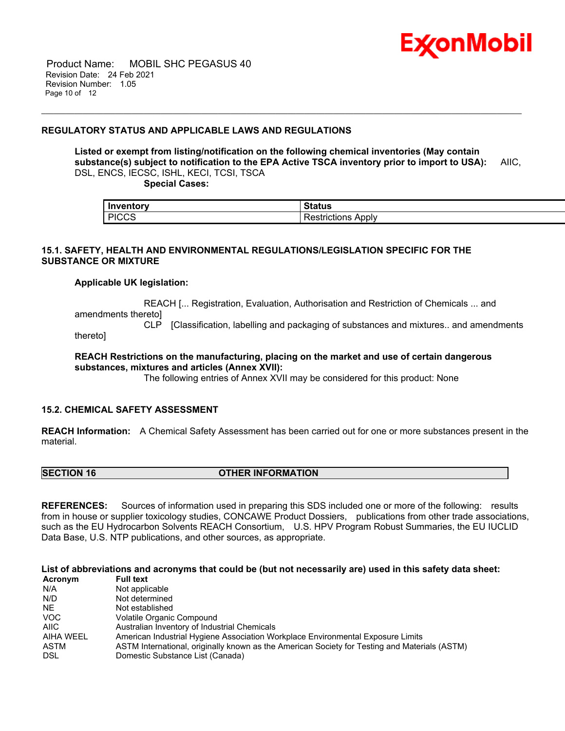## REGULATORY STATUS AND APPLICABLE LAWS AND REGULATIONS

**Listed or exempt from listing/notification on the following chemical inventories (May contain substance(s) subject to notification to the EPA Active TSCA inventory prior to import to USA):** AIIC, DSL, ENCS, IECSC, ISHL, KECI, TCSI, TSCA

**Special Cases:**

| Inventory | Status |
|---|---|
| PICCS | Restrictions Apply |

### 15.1. SAFETY, HEALTH AND ENVIRONMENTAL REGULATIONS/LEGISLATION SPECIFIC FOR THE SUBSTANCE OR MIXTURE

**Applicable UK legislation:**

REACH [... Registration, Evaluation, Authorisation and Restriction of Chemicals ... and amendments thereto]
CLP [Classification, labelling and packaging of substances and mixtures.. and amendments thereto]

**REACH Restrictions on the manufacturing, placing on the market and use of certain dangerous substances, mixtures and articles (Annex XVII):**
The following entries of Annex XVII may be considered for this product: None

### 15.2. CHEMICAL SAFETY ASSESSMENT

**REACH Information:** A Chemical Safety Assessment has been carried out for one or more substances present in the material.

## SECTION 16 OTHER INFORMATION

**REFERENCES:** Sources of information used in preparing this SDS included one or more of the following: results from in house or supplier toxicology studies, CONCAWE Product Dossiers, publications from other trade associations, such as the EU Hydrocarbon Solvents REACH Consortium, U.S. HPV Program Robust Summaries, the EU IUCLID Data Base, U.S. NTP publications, and other sources, as appropriate.

**List of abbreviations and acronyms that could be (but not necessarily are) used in this safety data sheet:**

| Acronym | Full text |
|---|---|
| N/A | Not applicable |
| N/D | Not determined |
| NE | Not established |
| VOC | Volatile Organic Compound |
| AIIC | Australian Inventory of Industrial Chemicals |
| AIHA WEEL | American Industrial Hygiene Association Workplace Environmental Exposure Limits |
| ASTM | ASTM International, originally known as the American Society for Testing and Materials (ASTM) |
| DSL | Domestic Substance List (Canada) |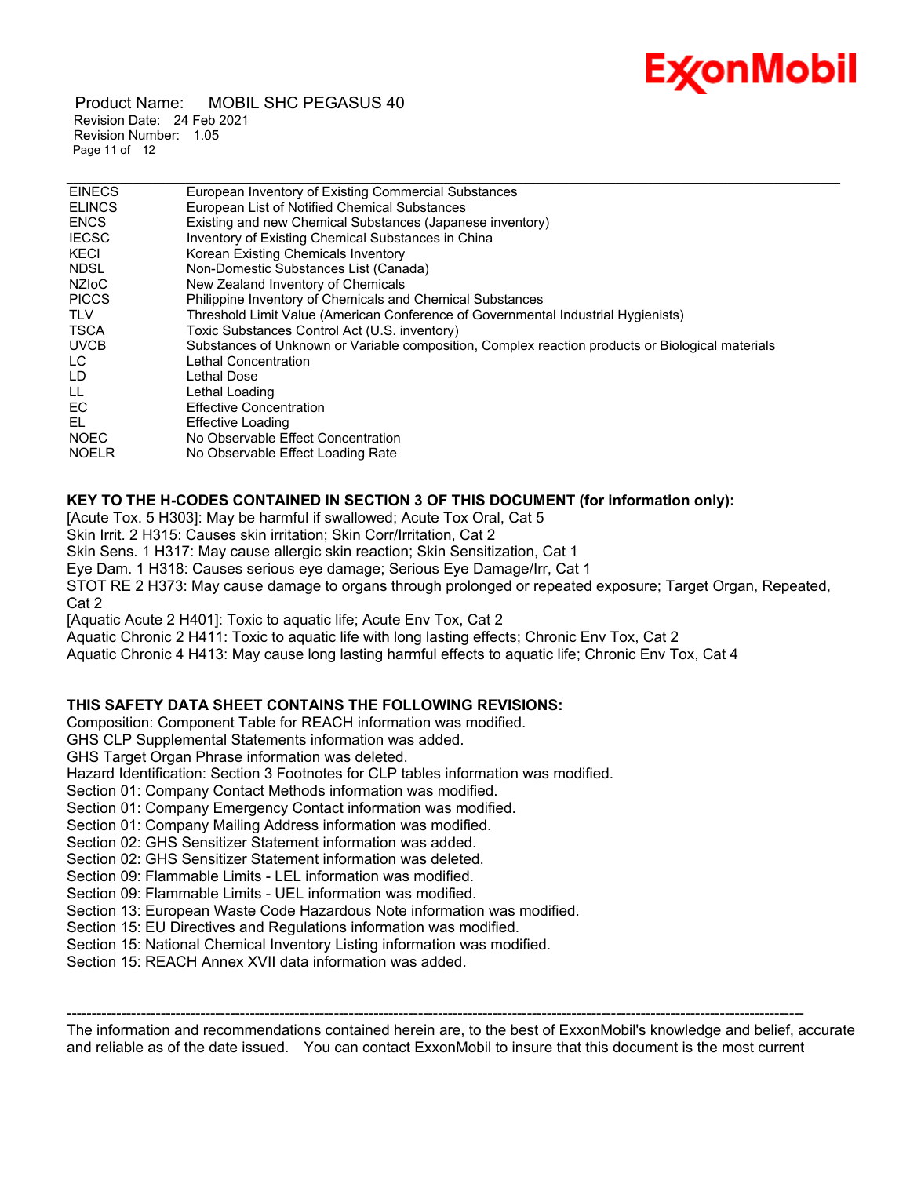| | |
|---|---|
| EINECS | European Inventory of Existing Commercial Substances |
| ELINCS | European List of Notified Chemical Substances |
| ENCS | Existing and new Chemical Substances (Japanese inventory) |
| IECSC | Inventory of Existing Chemical Substances in China |
| KECI | Korean Existing Chemicals Inventory |
| NDSL | Non-Domestic Substances List (Canada) |
| NZIoC | New Zealand Inventory of Chemicals |
| PICCS | Philippine Inventory of Chemicals and Chemical Substances |
| TLV | Threshold Limit Value (American Conference of Governmental Industrial Hygienists) |
| TSCA | Toxic Substances Control Act (U.S. inventory) |
| UVCB | Substances of Unknown or Variable composition, Complex reaction products or Biological materials |
| LC | Lethal Concentration |
| LD | Lethal Dose |
| LL | Lethal Loading |
| EC | Effective Concentration |
| EL | Effective Loading |
| NOEC | No Observable Effect Concentration |
| NOELR | No Observable Effect Loading Rate |

**KEY TO THE H-CODES CONTAINED IN SECTION 3 OF THIS DOCUMENT (for information only):**

[Acute Tox. 5 H303]: May be harmful if swallowed; Acute Tox Oral, Cat 5
Skin Irrit. 2 H315: Causes skin irritation; Skin Corr/Irritation, Cat 2
Skin Sens. 1 H317: May cause allergic skin reaction; Skin Sensitization, Cat 1
Eye Dam. 1 H318: Causes serious eye damage; Serious Eye Damage/Irr, Cat 1
STOT RE 2 H373: May cause damage to organs through prolonged or repeated exposure; Target Organ, Repeated, Cat 2
[Aquatic Acute 2 H401]: Toxic to aquatic life; Acute Env Tox, Cat 2
Aquatic Chronic 2 H411: Toxic to aquatic life with long lasting effects; Chronic Env Tox, Cat 2
Aquatic Chronic 4 H413: May cause long lasting harmful effects to aquatic life; Chronic Env Tox, Cat 4

**THIS SAFETY DATA SHEET CONTAINS THE FOLLOWING REVISIONS:**

Composition: Component Table for REACH information was modified.
GHS CLP Supplemental Statements information was added.
GHS Target Organ Phrase information was deleted.
Hazard Identification: Section 3 Footnotes for CLP tables information was modified.
Section 01: Company Contact Methods information was modified.
Section 01: Company Emergency Contact information was modified.
Section 01: Company Mailing Address information was modified.
Section 02: GHS Sensitizer Statement information was added.
Section 02: GHS Sensitizer Statement information was deleted.
Section 09: Flammable Limits - LEL information was modified.
Section 09: Flammable Limits - UEL information was modified.
Section 13: European Waste Code Hazardous Note information was modified.
Section 15: EU Directives and Regulations information was modified.
Section 15: National Chemical Inventory Listing information was modified.
Section 15: REACH Annex XVII data information was added.

-----------------------------------------------------------------------------------------------------------------------------------------------------

The information and recommendations contained herein are, to the best of ExxonMobil's knowledge and belief, accurate and reliable as of the date issued. You can contact ExxonMobil to insure that this document is the most current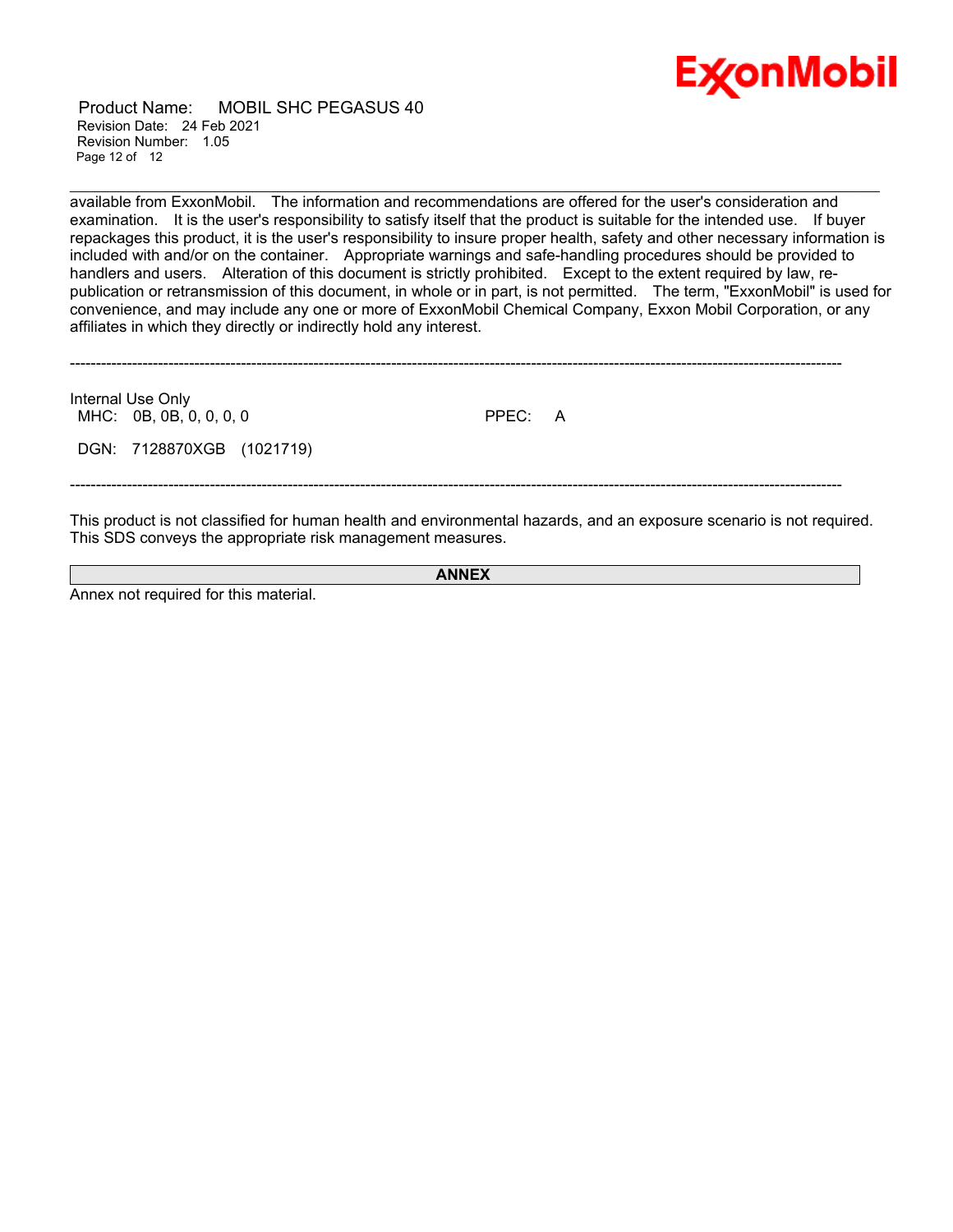available from ExxonMobil. The information and recommendations are offered for the user's consideration and examination. It is the user's responsibility to satisfy itself that the product is suitable for the intended use. If buyer repackages this product, it is the user's responsibility to insure proper health, safety and other necessary information is included with and/or on the container. Appropriate warnings and safe-handling procedures should be provided to handlers and users. Alteration of this document is strictly prohibited. Except to the extent required by law, re-publication or retransmission of this document, in whole or in part, is not permitted. The term, "ExxonMobil" is used for convenience, and may include any one or more of ExxonMobil Chemical Company, Exxon Mobil Corporation, or any affiliates in which they directly or indirectly hold any interest.

-----------------------------------------------------------------------------------------------------------------------------------------------

Internal Use Only
MHC: 0B, 0B, 0, 0, 0, 0 PPEC: A

DGN: 7128870XGB (1021719)

-----------------------------------------------------------------------------------------------------------------------------------------------

This product is not classified for human health and environmental hazards, and an exposure scenario is not required. This SDS conveys the appropriate risk management measures.

**ANNEX**

Annex not required for this material.